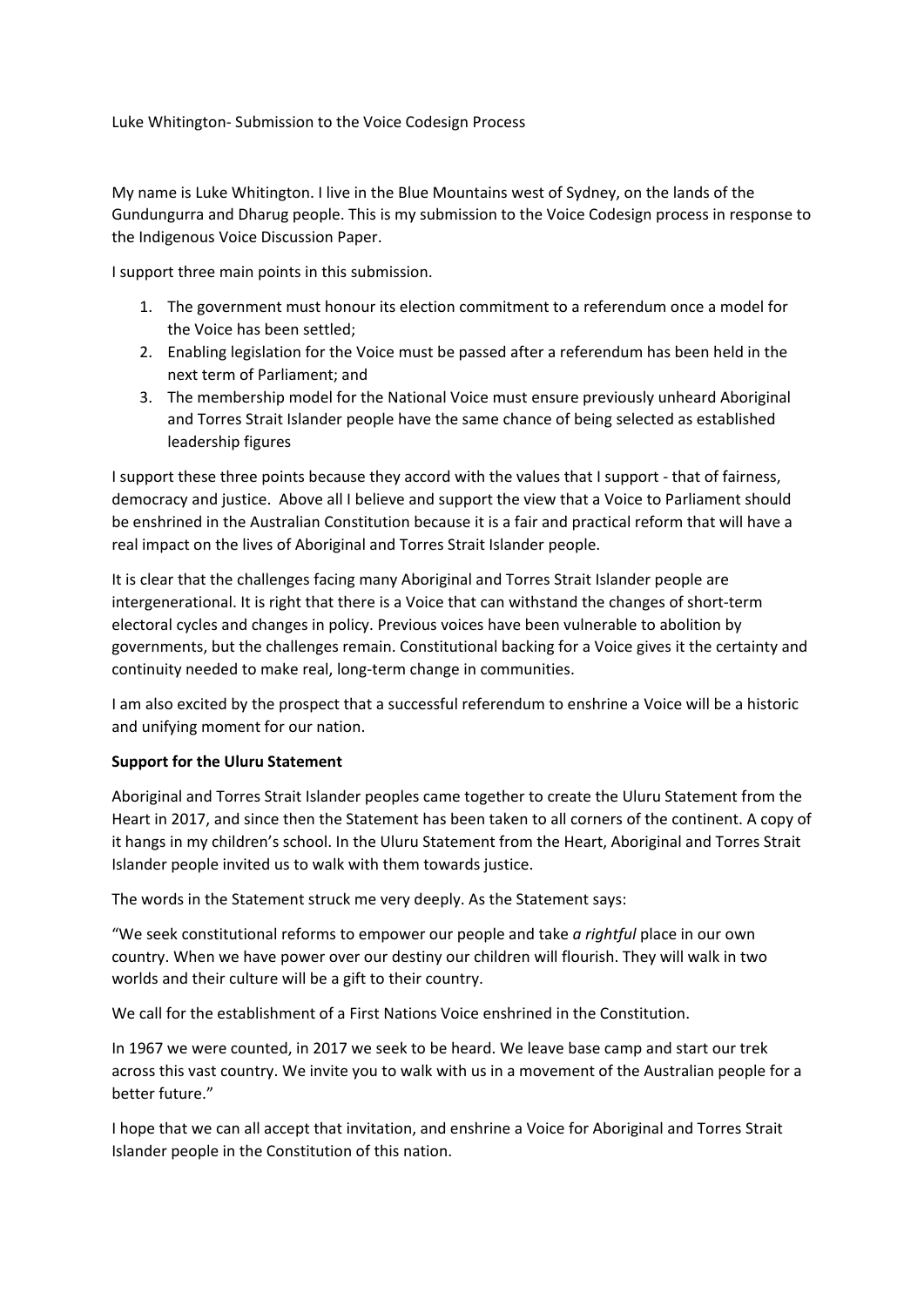Luke Whitington- Submission to the Voice Codesign Process

My name is Luke Whitington. I live in the Blue Mountains west of Sydney, on the lands of the Gundungurra and Dharug people. This is my submission to the Voice Codesign process in response to the Indigenous Voice Discussion Paper.

I support three main points in this submission.

1. The government must honour its election commitment to a referendum once a model for the Voice has been settled;
2. Enabling legislation for the Voice must be passed after a referendum has been held in the next term of Parliament; and
3. The membership model for the National Voice must ensure previously unheard Aboriginal and Torres Strait Islander people have the same chance of being selected as established leadership figures

I support these three points because they accord with the values that I support - that of fairness, democracy and justice. Above all I believe and support the view that a Voice to Parliament should be enshrined in the Australian Constitution because it is a fair and practical reform that will have a real impact on the lives of Aboriginal and Torres Strait Islander people.

It is clear that the challenges facing many Aboriginal and Torres Strait Islander people are intergenerational. It is right that there is a Voice that can withstand the changes of short-term electoral cycles and changes in policy. Previous voices have been vulnerable to abolition by governments, but the challenges remain. Constitutional backing for a Voice gives it the certainty and continuity needed to make real, long-term change in communities.

I am also excited by the prospect that a successful referendum to enshrine a Voice will be a historic and unifying moment for our nation.

**Support for the Uluru Statement**

Aboriginal and Torres Strait Islander peoples came together to create the Uluru Statement from the Heart in 2017, and since then the Statement has been taken to all corners of the continent. A copy of it hangs in my children's school. In the Uluru Statement from the Heart, Aboriginal and Torres Strait Islander people invited us to walk with them towards justice.

The words in the Statement struck me very deeply. As the Statement says:

"We seek constitutional reforms to empower our people and take *a rightful* place in our own country. When we have power over our destiny our children will flourish. They will walk in two worlds and their culture will be a gift to their country.

We call for the establishment of a First Nations Voice enshrined in the Constitution.

In 1967 we were counted, in 2017 we seek to be heard. We leave base camp and start our trek across this vast country. We invite you to walk with us in a movement of the Australian people for a better future."

I hope that we can all accept that invitation, and enshrine a Voice for Aboriginal and Torres Strait Islander people in the Constitution of this nation.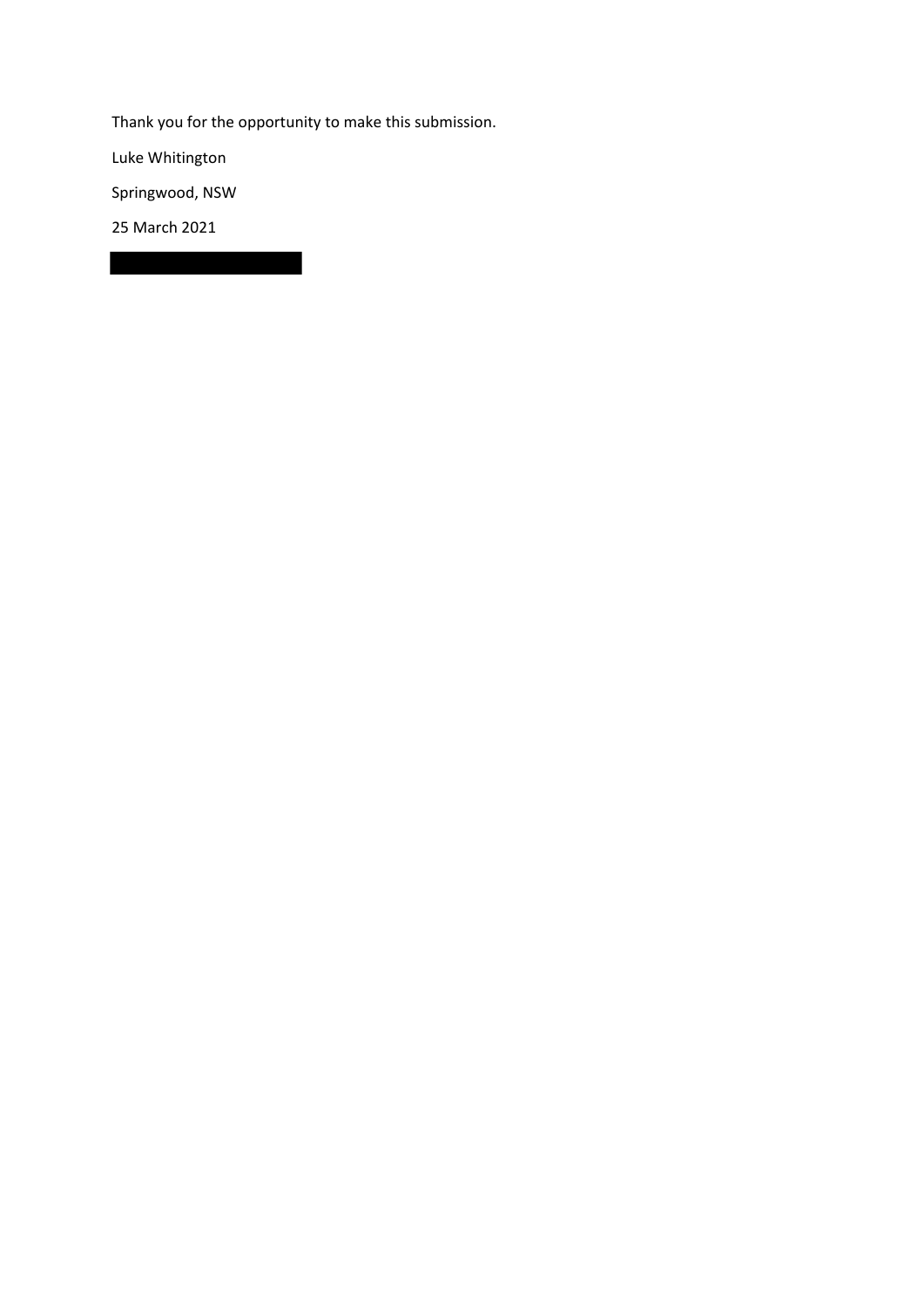Thank you for the opportunity to make this submission.

Luke Whitington

Springwood, NSW

25 March 2021